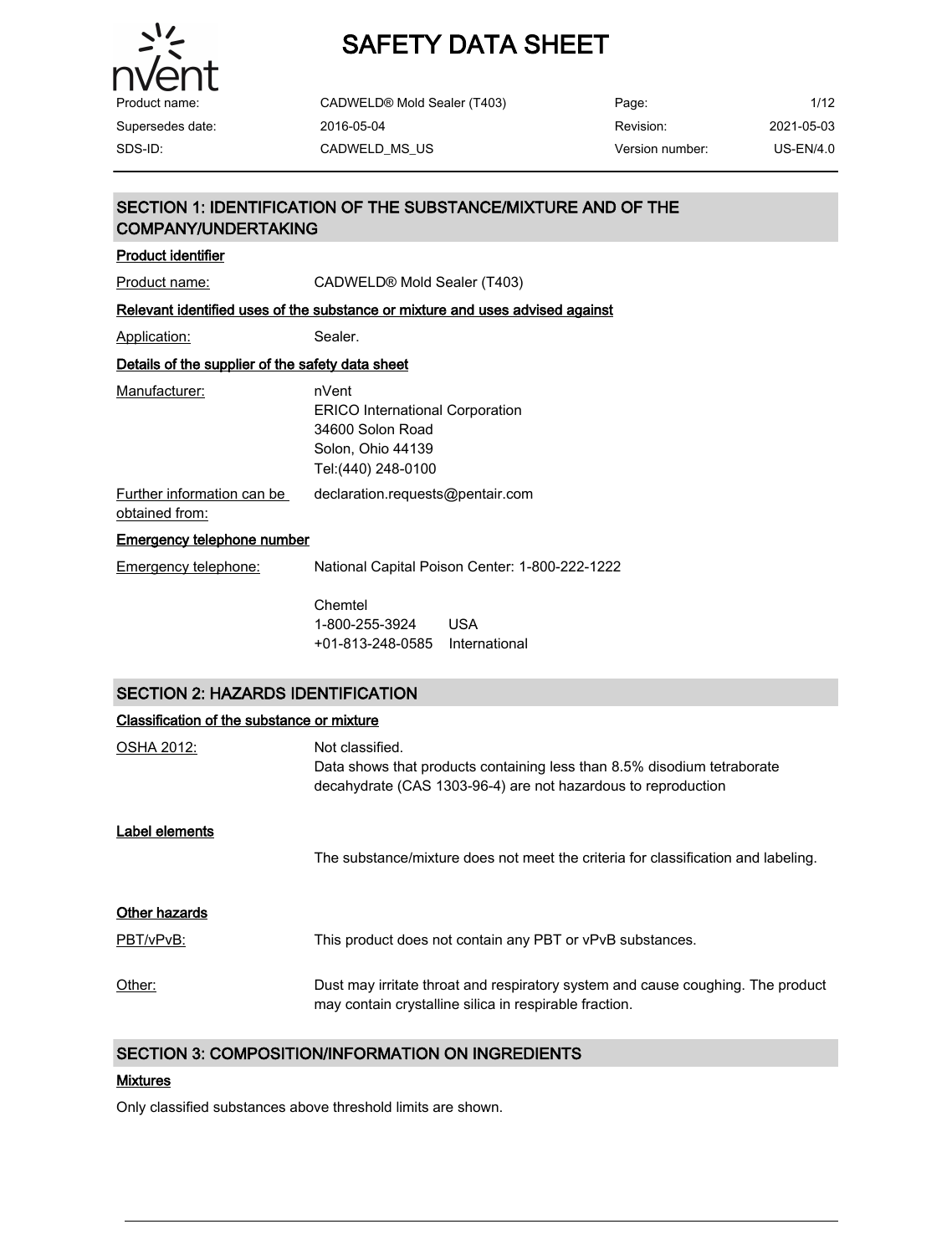# SAFETY DATA SHEET

| | | | |
|---|---|---|---|
| Product name: | CADWELD® Mold Sealer (T403) | Page: | 1/12 |
| Supersedes date: | 2016-05-04 | Revision: | 2021-05-03 |
| SDS-ID: | CADWELD_MS_US | Version number: | US-EN/4.0 |

## SECTION 1: IDENTIFICATION OF THE SUBSTANCE/MIXTURE AND OF THE COMPANY/UNDERTAKING

### Product identifier

Product name: CADWELD® Mold Sealer (T403)

### Relevant identified uses of the substance or mixture and uses advised against

Application: Sealer.

### Details of the supplier of the safety data sheet

Manufacturer:
nVent
ERICO International Corporation
34600 Solon Road
Solon, Ohio 44139
Tel:(440) 248-0100

Further information can be obtained from: declaration.requests@pentair.com

### Emergency telephone number

Emergency telephone: National Capital Poison Center: 1-800-222-1222

Chemtel
1-800-255-3924 USA
+01-813-248-0585 International

## SECTION 2: HAZARDS IDENTIFICATION

### Classification of the substance or mixture

OSHA 2012: Not classified.
Data shows that products containing less than 8.5% disodium tetraborate decahydrate (CAS 1303-96-4) are not hazardous to reproduction

### Label elements

The substance/mixture does not meet the criteria for classification and labeling.

### Other hazards

PBT/vPvB: This product does not contain any PBT or vPvB substances.

Other: Dust may irritate throat and respiratory system and cause coughing. The product may contain crystalline silica in respirable fraction.

## SECTION 3: COMPOSITION/INFORMATION ON INGREDIENTS

### Mixtures

Only classified substances above threshold limits are shown.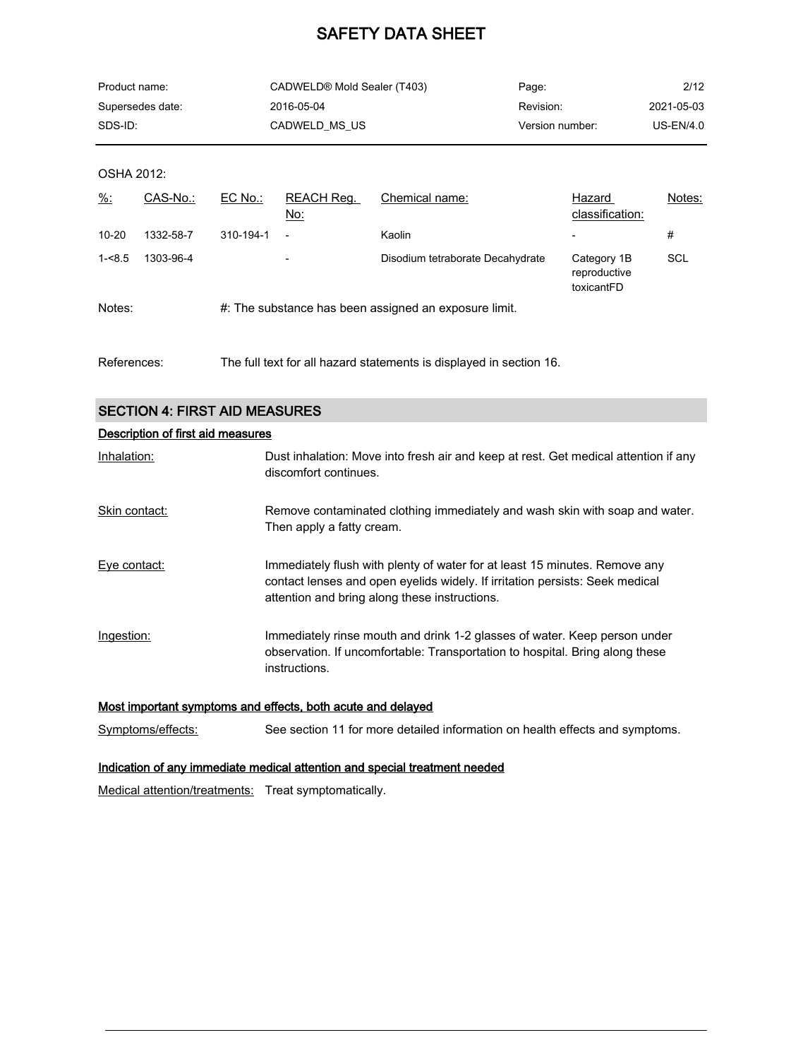OSHA 2012:

| %: | CAS-No.: | EC No.: | REACH Reg. No: | Chemical name: | Hazard classification: | Notes: |
|---|---|---|---|---|---|---|
| 10-20 | 1332-58-7 | 310-194-1 | - | Kaolin | - | # |
| 1-<8.5 | 1303-96-4 | | - | Disodium tetraborate Decahydrate | Category 1B reproductive toxicantFD | SCL |

Notes: #: The substance has been assigned an exposure limit.

References: The full text for all hazard statements is displayed in section 16.

## SECTION 4: FIRST AID MEASURES

### Description of first aid measures

**Inhalation:** Dust inhalation: Move into fresh air and keep at rest. Get medical attention if any discomfort continues.

**Skin contact:** Remove contaminated clothing immediately and wash skin with soap and water. Then apply a fatty cream.

**Eye contact:** Immediately flush with plenty of water for at least 15 minutes. Remove any contact lenses and open eyelids widely. If irritation persists: Seek medical attention and bring along these instructions.

**Ingestion:** Immediately rinse mouth and drink 1-2 glasses of water. Keep person under observation. If uncomfortable: Transportation to hospital. Bring along these instructions.

### Most important symptoms and effects, both acute and delayed

**Symptoms/effects:** See section 11 for more detailed information on health effects and symptoms.

### Indication of any immediate medical attention and special treatment needed

**Medical attention/treatments:** Treat symptomatically.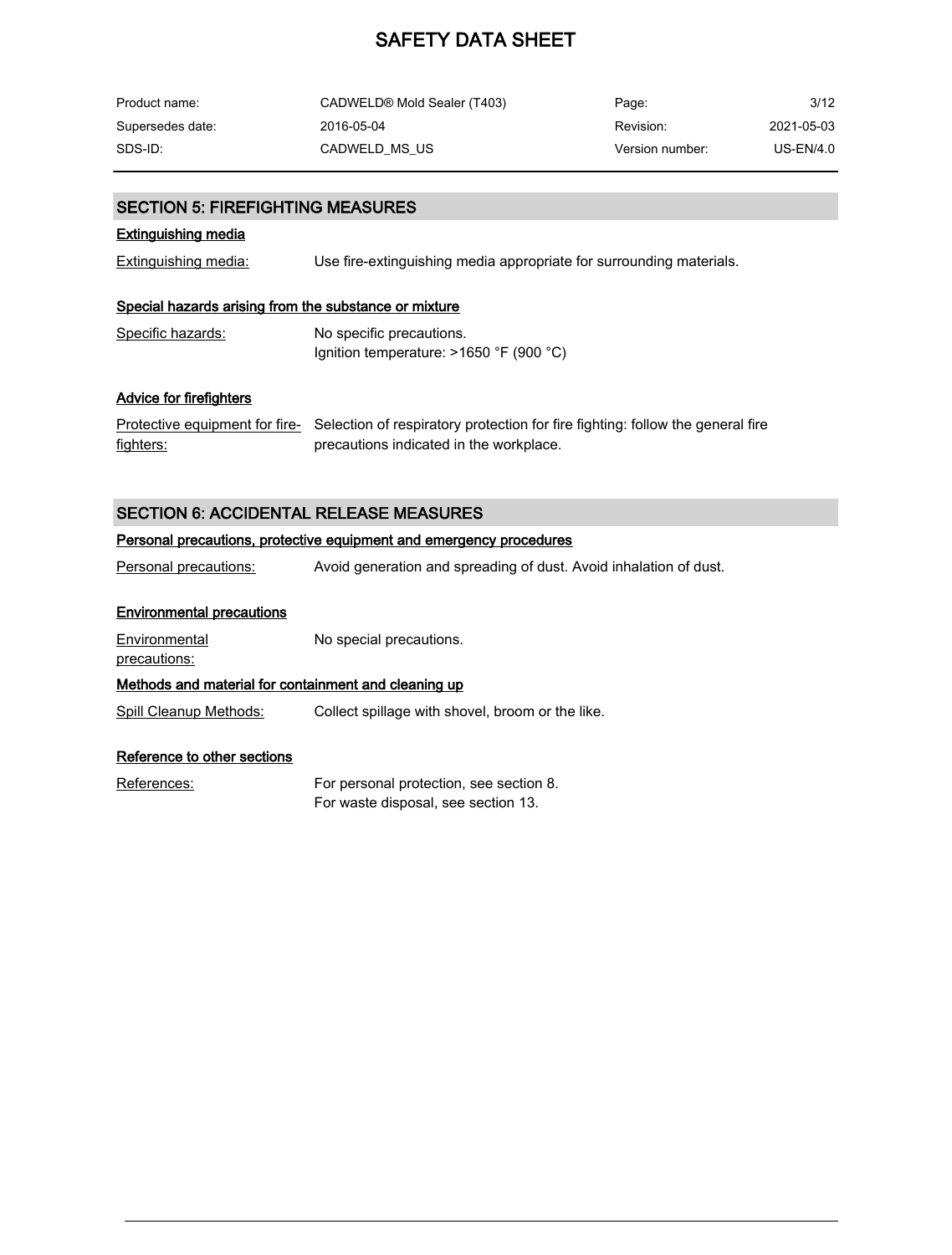## SECTION 5: FIREFIGHTING MEASURES

### Extinguishing media

| | |
|---|---|
| Extinguishing media: | Use fire-extinguishing media appropriate for surrounding materials. |

### Special hazards arising from the substance or mixture

| | |
|---|---|
| Specific hazards: | No specific precautions.<br>Ignition temperature: >1650 °F (900 °C) |

### Advice for firefighters

| | |
|---|---|
| Protective equipment for fire-fighters: | Selection of respiratory protection for fire fighting: follow the general fire precautions indicated in the workplace. |

## SECTION 6: ACCIDENTAL RELEASE MEASURES

### Personal precautions, protective equipment and emergency procedures

| | |
|---|---|
| Personal precautions: | Avoid generation and spreading of dust. Avoid inhalation of dust. |

### Environmental precautions

| | |
|---|---|
| Environmental precautions: | No special precautions. |

### Methods and material for containment and cleaning up

| | |
|---|---|
| Spill Cleanup Methods: | Collect spillage with shovel, broom or the like. |

### Reference to other sections

| | |
|---|---|
| References: | For personal protection, see section 8.<br>For waste disposal, see section 13. |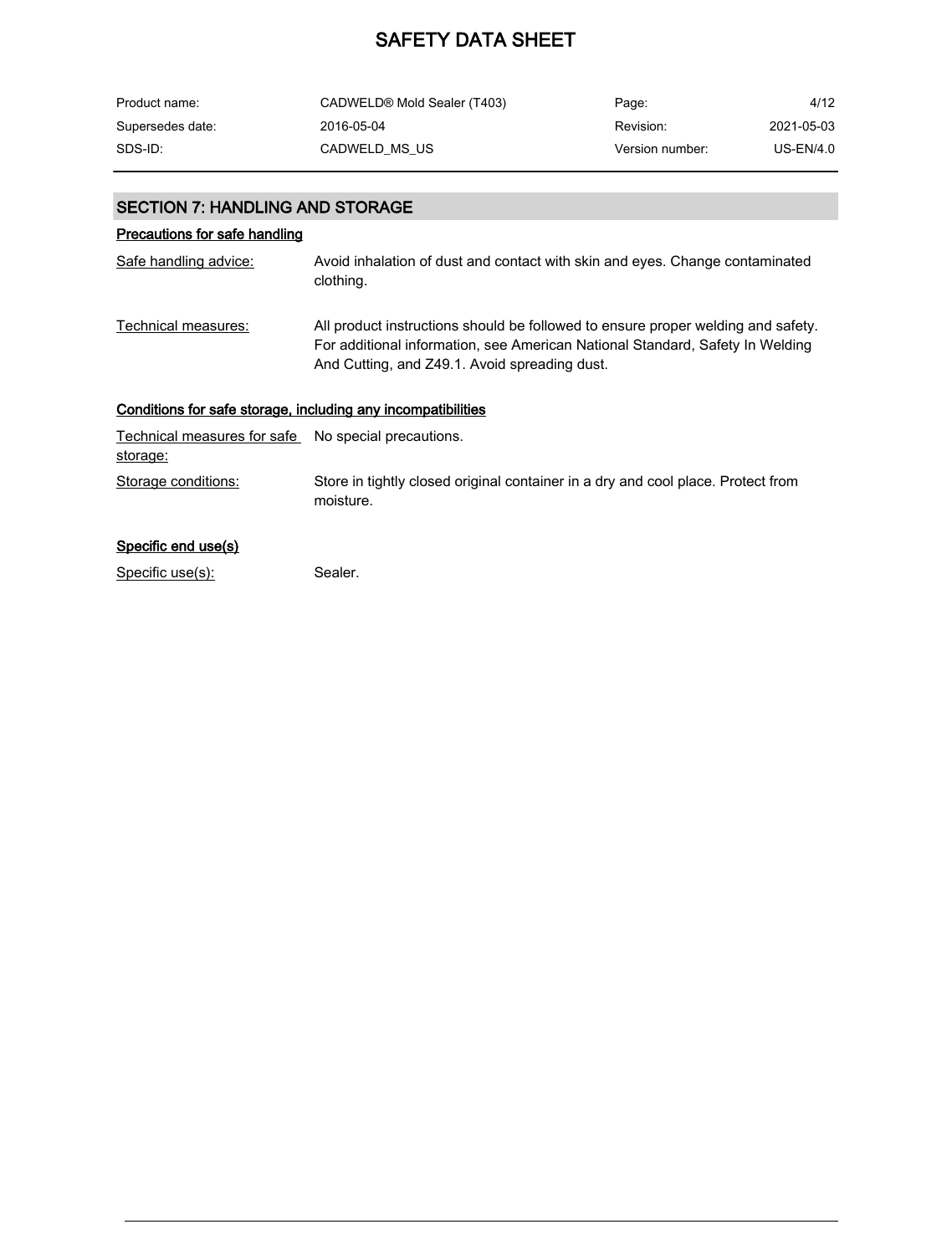## SECTION 7: HANDLING AND STORAGE

### Precautions for safe handling

Safe handling advice: Avoid inhalation of dust and contact with skin and eyes. Change contaminated clothing.

Technical measures: All product instructions should be followed to ensure proper welding and safety. For additional information, see American National Standard, Safety In Welding And Cutting, and Z49.1. Avoid spreading dust.

### Conditions for safe storage, including any incompatibilities

Technical measures for safe storage: No special precautions.

Storage conditions: Store in tightly closed original container in a dry and cool place. Protect from moisture.

### Specific end use(s)

Specific use(s): Sealer.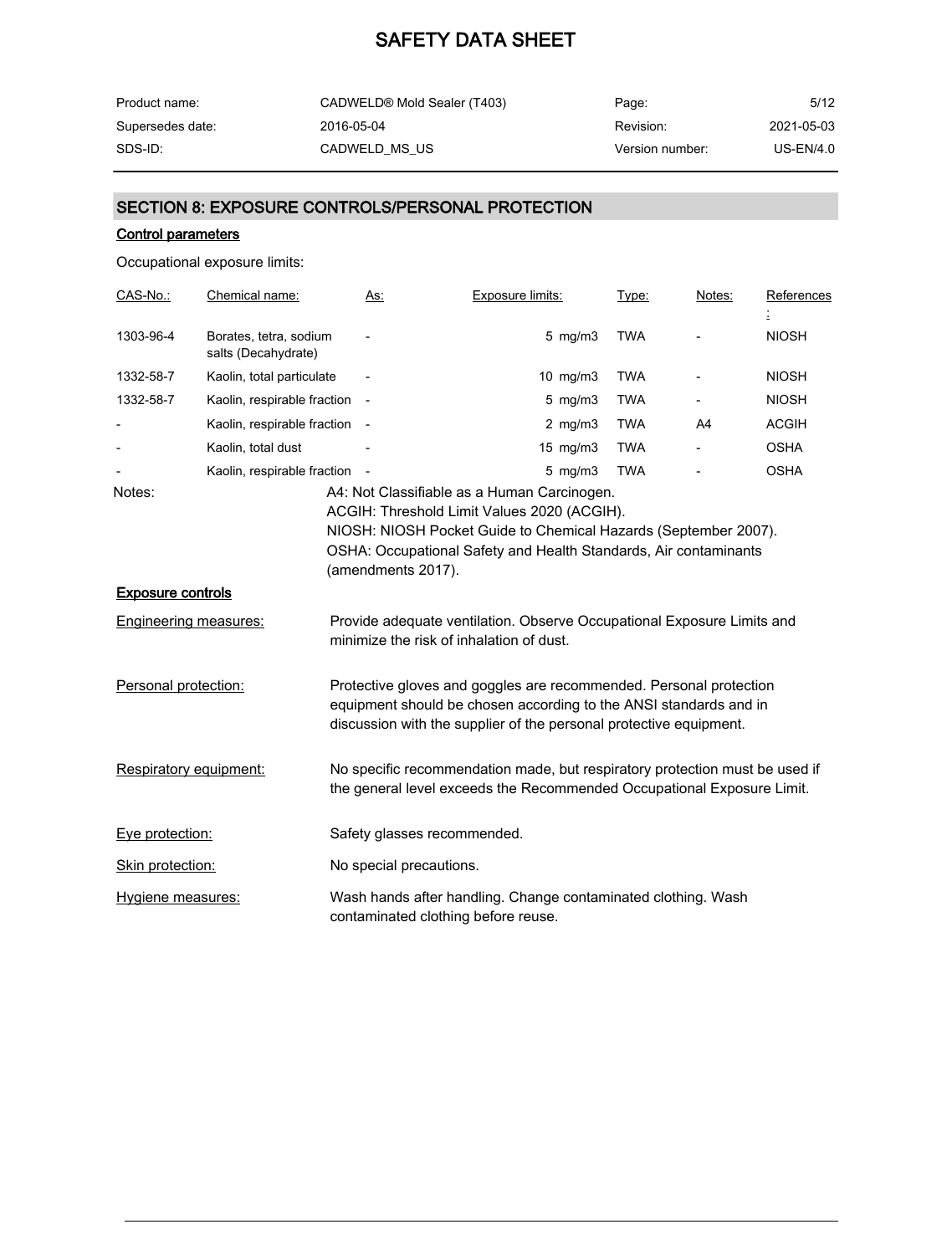## SECTION 8: EXPOSURE CONTROLS/PERSONAL PROTECTION

### Control parameters

Occupational exposure limits:

| CAS-No.: | Chemical name: | As: | Exposure limits: | Type: | Notes: | References: |
|---|---|---|---|---|---|---|
| 1303-96-4 | Borates, tetra, sodium salts (Decahydrate) | - | 5 mg/m3 | TWA | - | NIOSH |
| 1332-58-7 | Kaolin, total particulate | - | 10 mg/m3 | TWA | - | NIOSH |
| 1332-58-7 | Kaolin, respirable fraction | - | 5 mg/m3 | TWA | - | NIOSH |
| - | Kaolin, respirable fraction | - | 2 mg/m3 | TWA | A4 | ACGIH |
| - | Kaolin, total dust | - | 15 mg/m3 | TWA | - | OSHA |
| - | Kaolin, respirable fraction | - | 5 mg/m3 | TWA | - | OSHA |

Notes:
A4: Not Classifiable as a Human Carcinogen.
ACGIH: Threshold Limit Values 2020 (ACGIH).
NIOSH: NIOSH Pocket Guide to Chemical Hazards (September 2007).
OSHA: Occupational Safety and Health Standards, Air contaminants (amendments 2017).

### Exposure controls

**Engineering measures:** Provide adequate ventilation. Observe Occupational Exposure Limits and minimize the risk of inhalation of dust.

**Personal protection:** Protective gloves and goggles are recommended. Personal protection equipment should be chosen according to the ANSI standards and in discussion with the supplier of the personal protective equipment.

**Respiratory equipment:** No specific recommendation made, but respiratory protection must be used if the general level exceeds the Recommended Occupational Exposure Limit.

**Eye protection:** Safety glasses recommended.

**Skin protection:** No special precautions.

**Hygiene measures:** Wash hands after handling. Change contaminated clothing. Wash contaminated clothing before reuse.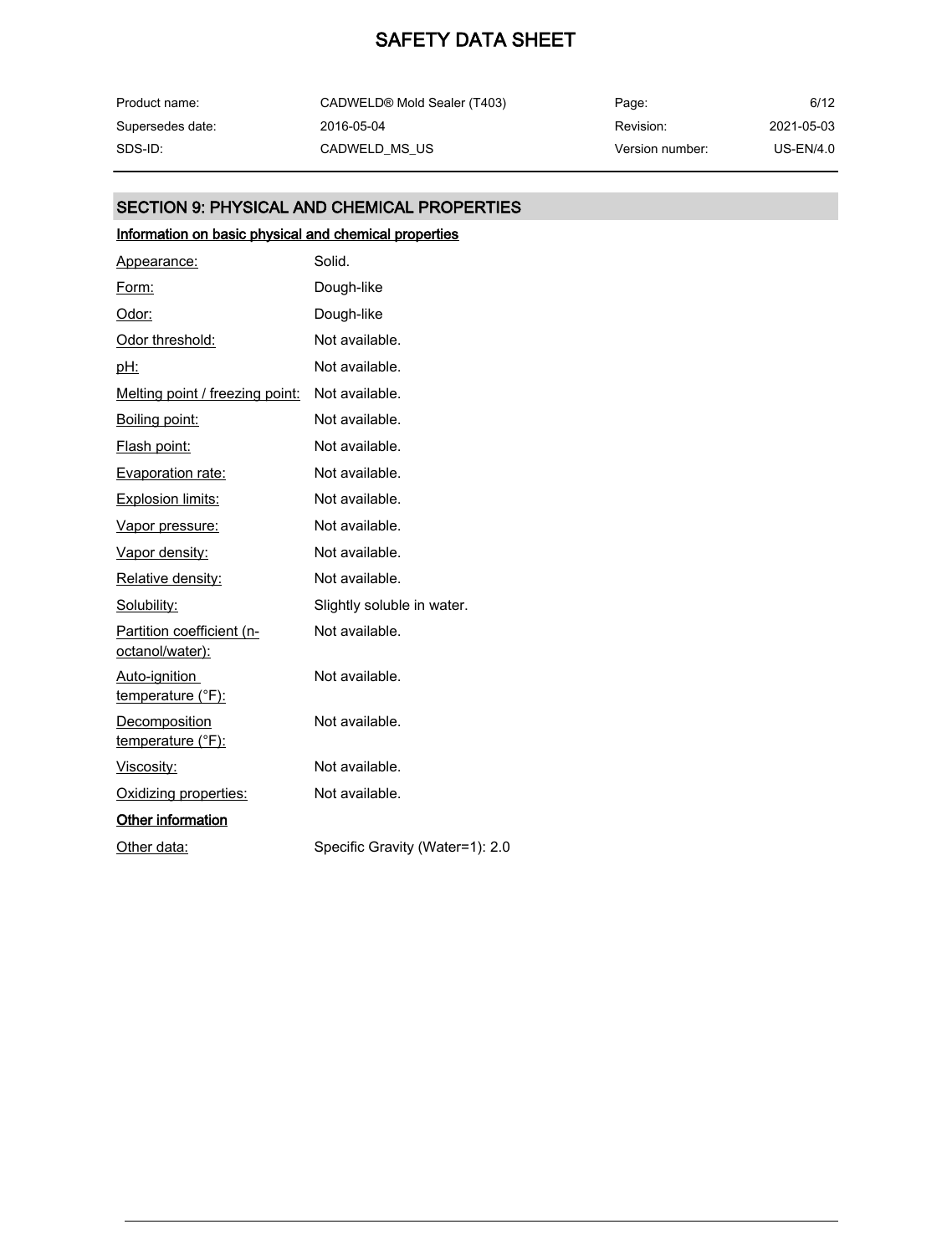## SECTION 9: PHYSICAL AND CHEMICAL PROPERTIES

### Information on basic physical and chemical properties

| Property | Value |
|---|---|
| Appearance: | Solid. |
| Form: | Dough-like |
| Odor: | Dough-like |
| Odor threshold: | Not available. |
| pH: | Not available. |
| Melting point / freezing point: | Not available. |
| Boiling point: | Not available. |
| Flash point: | Not available. |
| Evaporation rate: | Not available. |
| Explosion limits: | Not available. |
| Vapor pressure: | Not available. |
| Vapor density: | Not available. |
| Relative density: | Not available. |
| Solubility: | Slightly soluble in water. |
| Partition coefficient (n-octanol/water): | Not available. |
| Auto-ignition temperature (°F): | Not available. |
| Decomposition temperature (°F): | Not available. |
| Viscosity: | Not available. |
| Oxidizing properties: | Not available. |

### Other information

| Property | Value |
|---|---|
| Other data: | Specific Gravity (Water=1): 2.0 |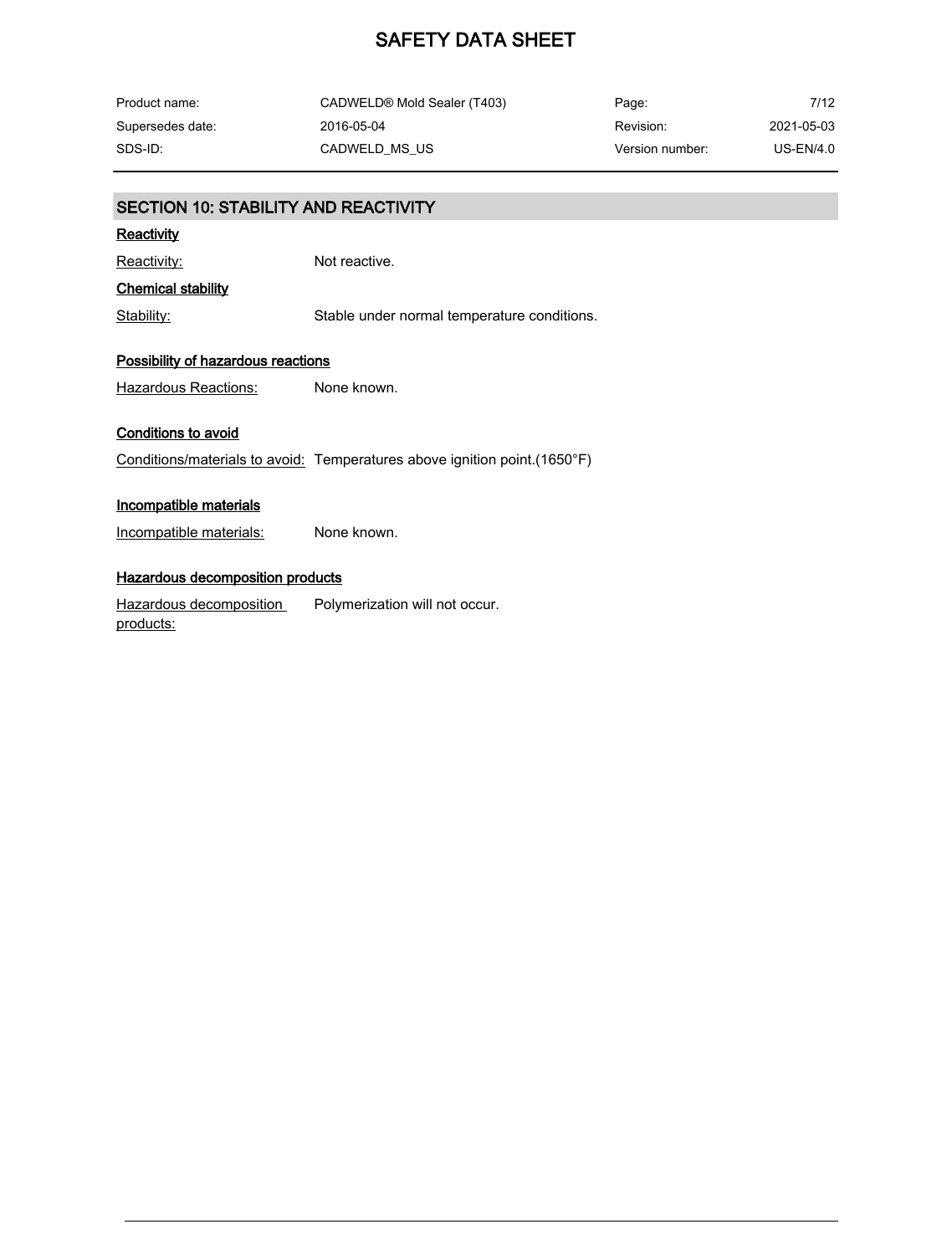## SECTION 10: STABILITY AND REACTIVITY

### Reactivity

Reactivity: Not reactive.

### Chemical stability

Stability: Stable under normal temperature conditions.

### Possibility of hazardous reactions

Hazardous Reactions: None known.

### Conditions to avoid

Conditions/materials to avoid: Temperatures above ignition point.(1650°F)

### Incompatible materials

Incompatible materials: None known.

### Hazardous decomposition products

Hazardous decomposition products: Polymerization will not occur.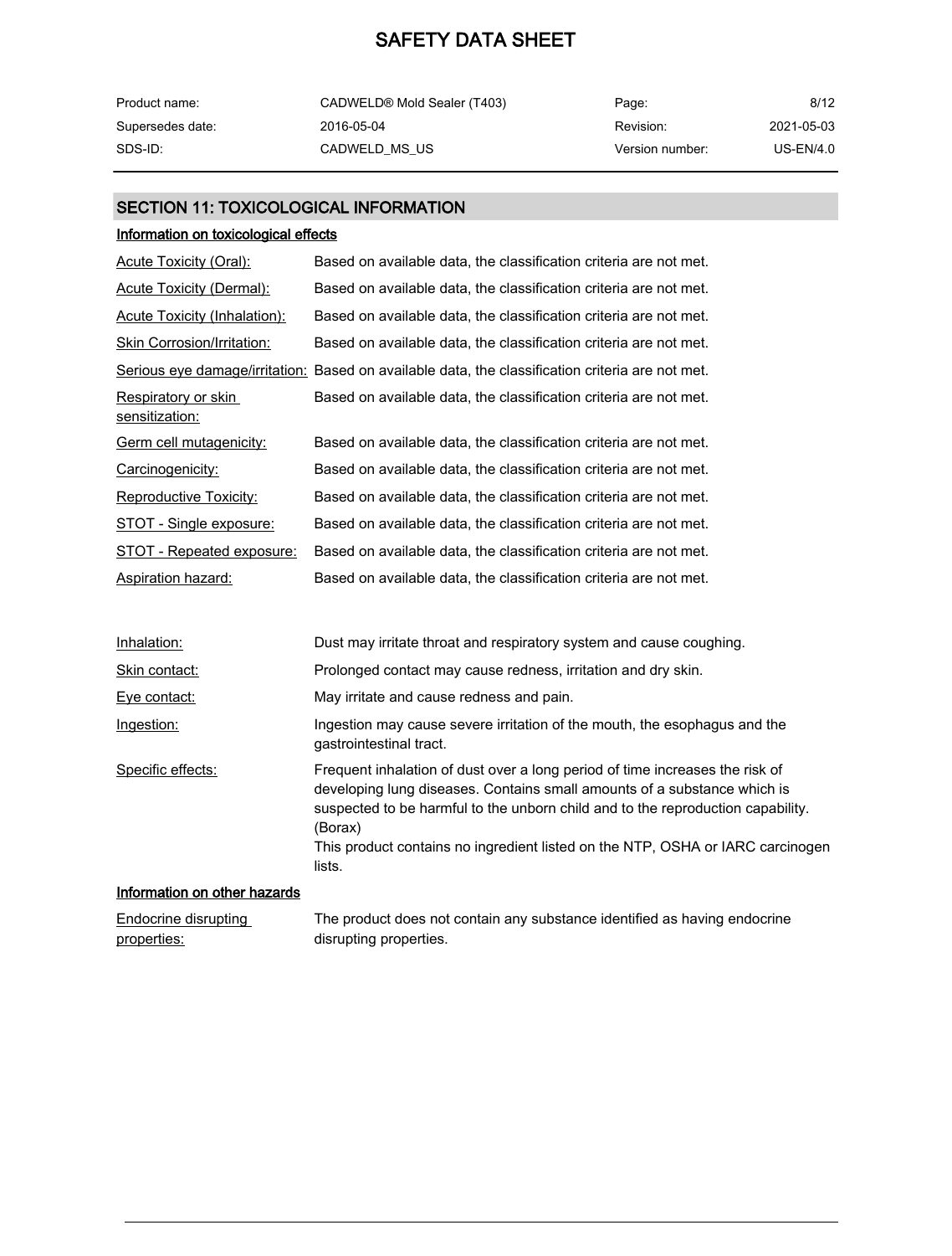## SECTION 11: TOXICOLOGICAL INFORMATION

### Information on toxicological effects

| | |
|---|---|
| Acute Toxicity (Oral): | Based on available data, the classification criteria are not met. |
| Acute Toxicity (Dermal): | Based on available data, the classification criteria are not met. |
| Acute Toxicity (Inhalation): | Based on available data, the classification criteria are not met. |
| Skin Corrosion/Irritation: | Based on available data, the classification criteria are not met. |
| Serious eye damage/irritation: | Based on available data, the classification criteria are not met. |
| Respiratory or skin sensitization: | Based on available data, the classification criteria are not met. |
| Germ cell mutagenicity: | Based on available data, the classification criteria are not met. |
| Carcinogenicity: | Based on available data, the classification criteria are not met. |
| Reproductive Toxicity: | Based on available data, the classification criteria are not met. |
| STOT - Single exposure: | Based on available data, the classification criteria are not met. |
| STOT - Repeated exposure: | Based on available data, the classification criteria are not met. |
| Aspiration hazard: | Based on available data, the classification criteria are not met. |

| | |
|---|---|
| Inhalation: | Dust may irritate throat and respiratory system and cause coughing. |
| Skin contact: | Prolonged contact may cause redness, irritation and dry skin. |
| Eye contact: | May irritate and cause redness and pain. |
| Ingestion: | Ingestion may cause severe irritation of the mouth, the esophagus and the gastrointestinal tract. |
| Specific effects: | Frequent inhalation of dust over a long period of time increases the risk of developing lung diseases. Contains small amounts of a substance which is suspected to be harmful to the unborn child and to the reproduction capability. (Borax)<br>This product contains no ingredient listed on the NTP, OSHA or IARC carcinogen lists. |

### Information on other hazards

| | |
|---|---|
| Endocrine disrupting properties: | The product does not contain any substance identified as having endocrine disrupting properties. |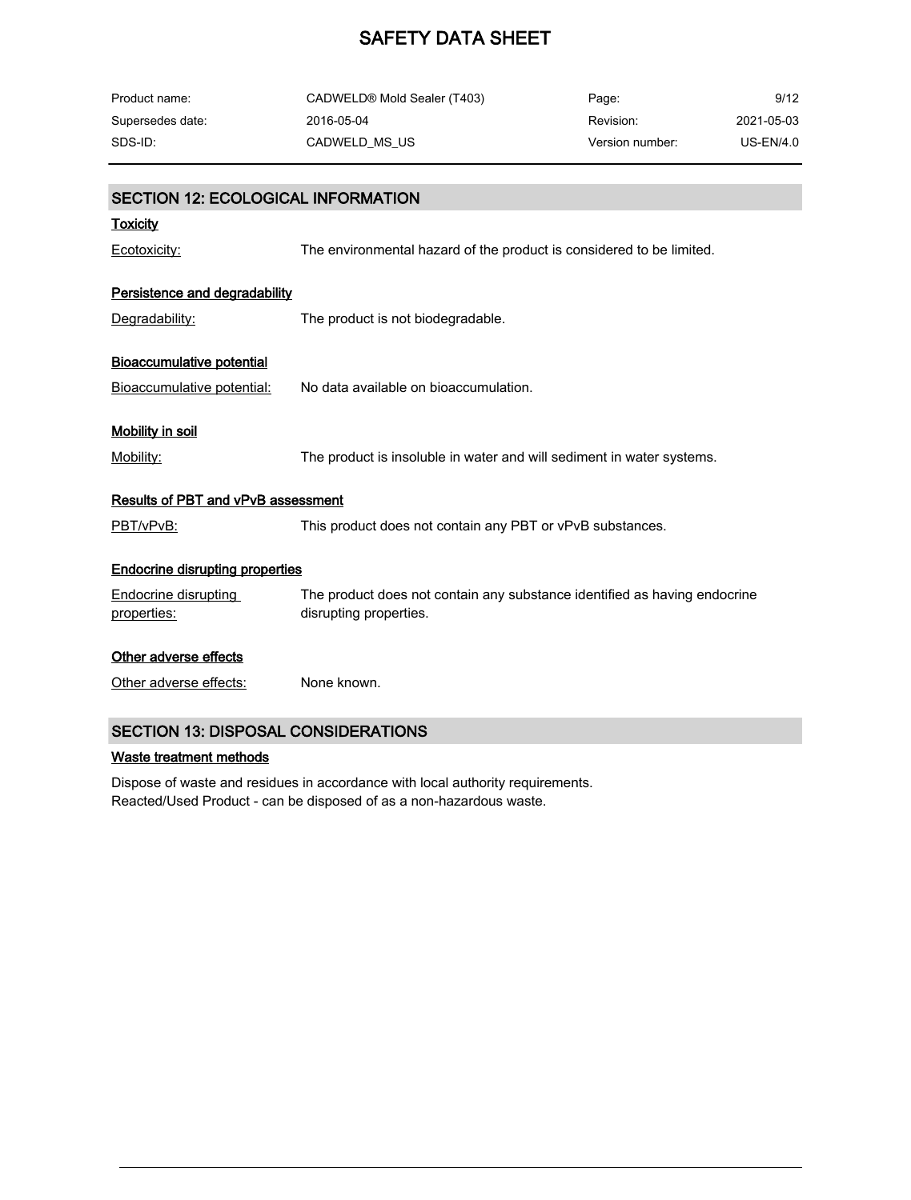## SECTION 12: ECOLOGICAL INFORMATION

### Toxicity

Ecotoxicity: The environmental hazard of the product is considered to be limited.

### Persistence and degradability

Degradability: The product is not biodegradable.

### Bioaccumulative potential

Bioaccumulative potential: No data available on bioaccumulation.

### Mobility in soil

Mobility: The product is insoluble in water and will sediment in water systems.

### Results of PBT and vPvB assessment

PBT/vPvB: This product does not contain any PBT or vPvB substances.

### Endocrine disrupting properties

Endocrine disrupting properties: The product does not contain any substance identified as having endocrine disrupting properties.

### Other adverse effects

Other adverse effects: None known.

## SECTION 13: DISPOSAL CONSIDERATIONS

### Waste treatment methods

Dispose of waste and residues in accordance with local authority requirements.
Reacted/Used Product - can be disposed of as a non-hazardous waste.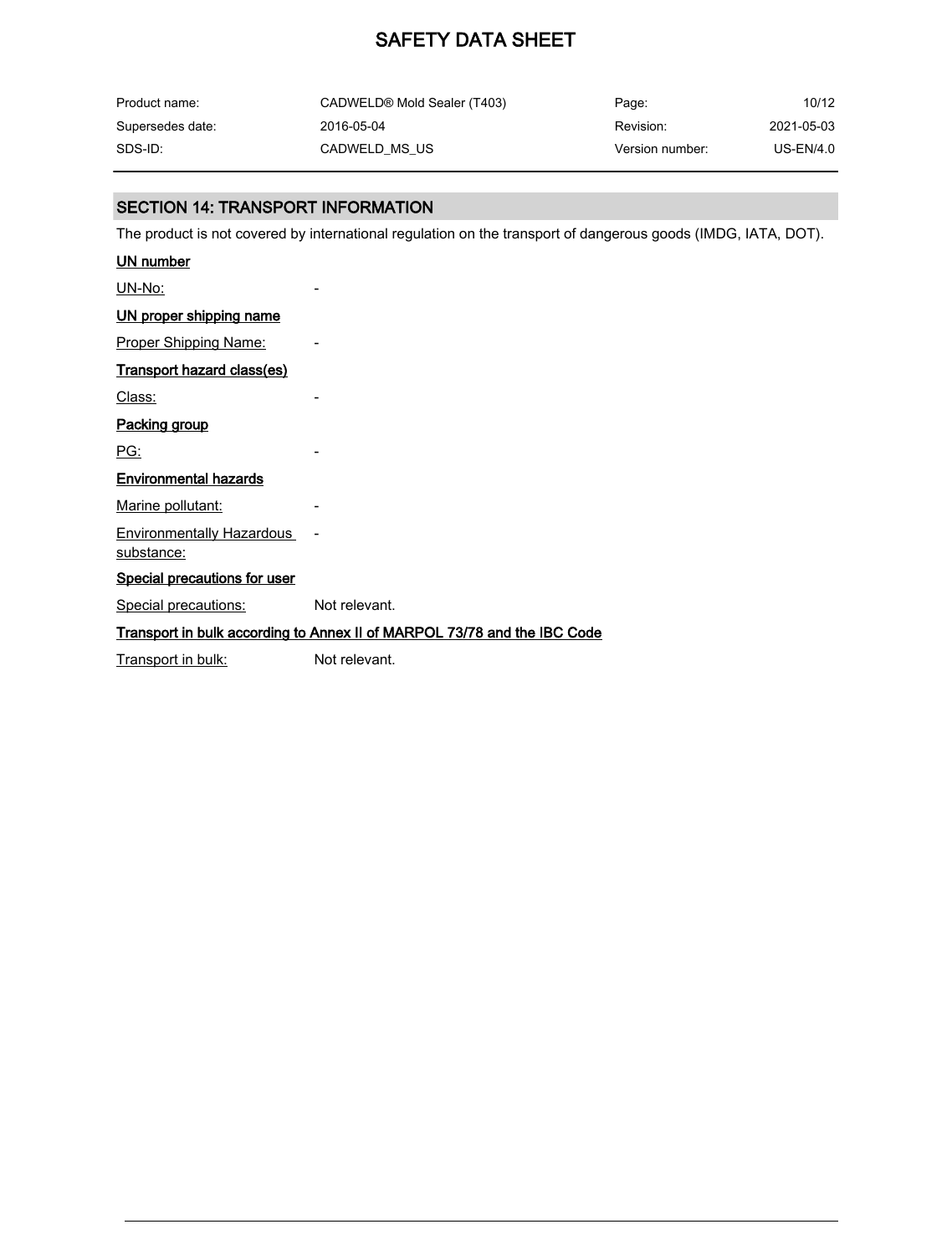## SECTION 14: TRANSPORT INFORMATION

The product is not covered by international regulation on the transport of dangerous goods (IMDG, IATA, DOT).

**UN number**

| | |
|---|---|
| UN-No: | - |

**UN proper shipping name**

| | |
|---|---|
| Proper Shipping Name: | - |

**Transport hazard class(es)**

| | |
|---|---|
| Class: | - |

**Packing group**

| | |
|---|---|
| PG: | - |

**Environmental hazards**

| | |
|---|---|
| Marine pollutant: | - |
| Environmentally Hazardous substance: | - |

**Special precautions for user**

| | |
|---|---|
| Special precautions: | Not relevant. |

**Transport in bulk according to Annex II of MARPOL 73/78 and the IBC Code**

| | |
|---|---|
| Transport in bulk: | Not relevant. |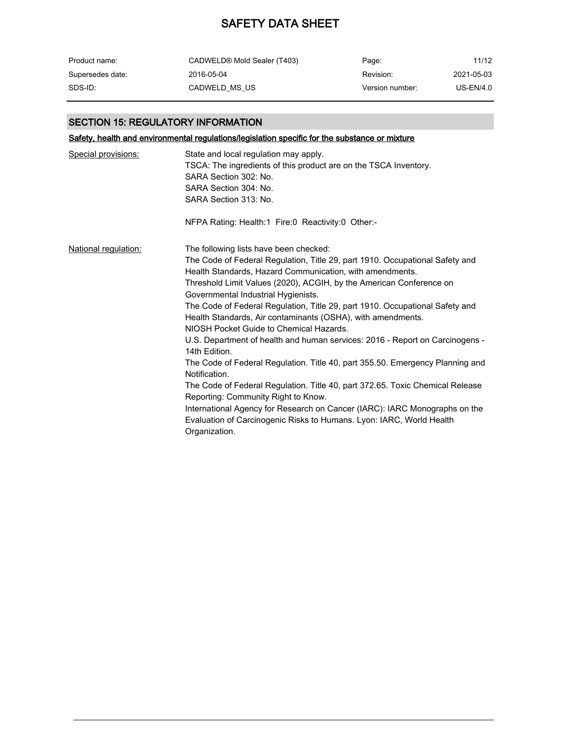## SECTION 15: REGULATORY INFORMATION

### Safety, health and environmental regulations/legislation specific for the substance or mixture

**Special provisions:**

State and local regulation may apply.
TSCA: The ingredients of this product are on the TSCA Inventory.
SARA Section 302: No.
SARA Section 304: No.
SARA Section 313: No.

NFPA Rating: Health:1 Fire:0 Reactivity:0 Other:-

**National regulation:**

The following lists have been checked:
The Code of Federal Regulation, Title 29, part 1910. Occupational Safety and Health Standards, Hazard Communication, with amendments.
Threshold Limit Values (2020), ACGIH, by the American Conference on Governmental Industrial Hygienists.
The Code of Federal Regulation, Title 29, part 1910. Occupational Safety and Health Standards, Air contaminants (OSHA), with amendments.
NIOSH Pocket Guide to Chemical Hazards.
U.S. Department of health and human services: 2016 - Report on Carcinogens - 14th Edition.
The Code of Federal Regulation. Title 40, part 355.50. Emergency Planning and Notification.
The Code of Federal Regulation. Title 40, part 372.65. Toxic Chemical Release Reporting: Community Right to Know.
International Agency for Research on Cancer (IARC): IARC Monographs on the Evaluation of Carcinogenic Risks to Humans. Lyon: IARC, World Health Organization.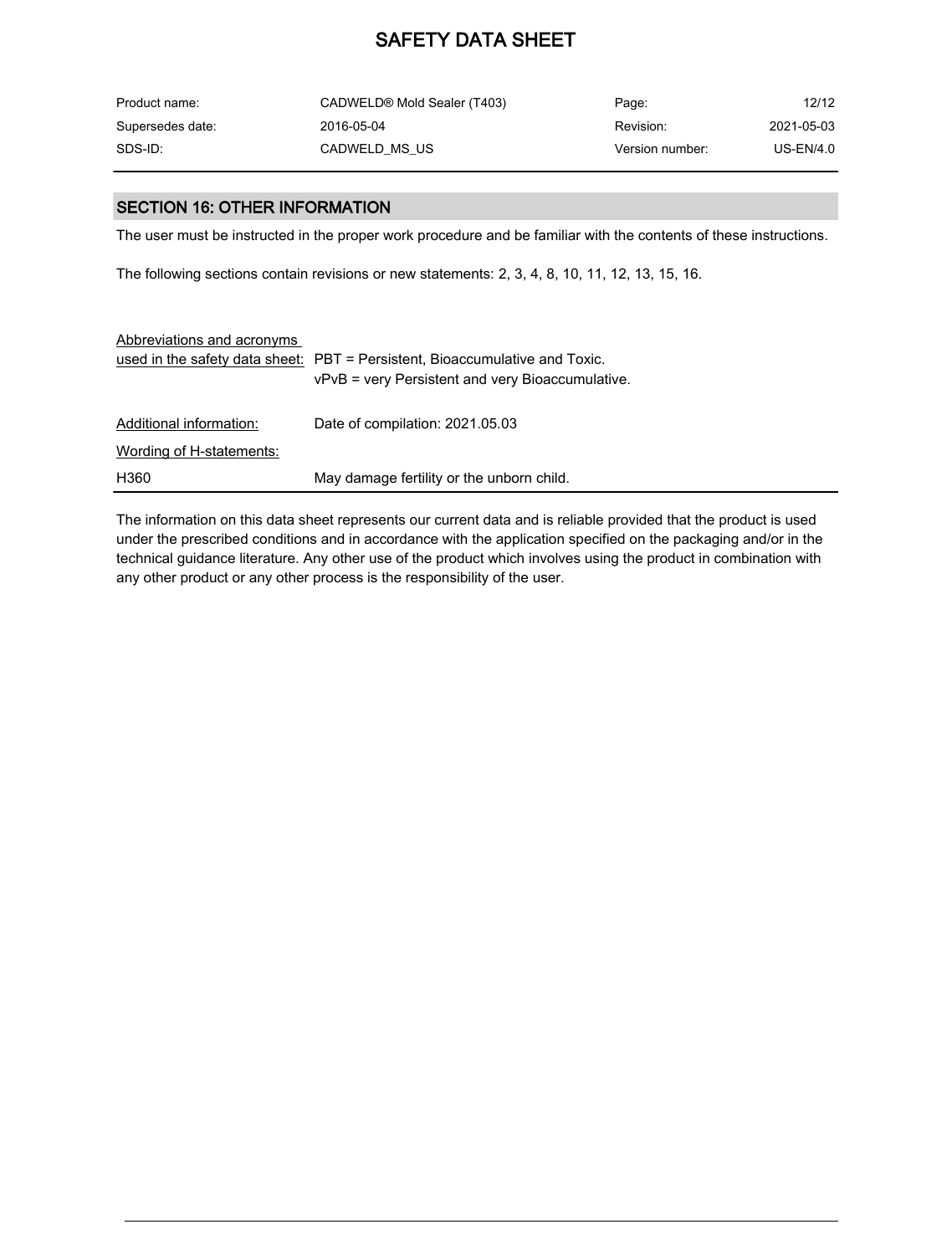## SECTION 16: OTHER INFORMATION

The user must be instructed in the proper work procedure and be familiar with the contents of these instructions.

The following sections contain revisions or new statements: 2, 3, 4, 8, 10, 11, 12, 13, 15, 16.

| | |
|---|---|
| Abbreviations and acronyms used in the safety data sheet: | PBT = Persistent, Bioaccumulative and Toxic.<br>vPvB = very Persistent and very Bioaccumulative. |
| Additional information: | Date of compilation: 2021.05.03 |
| Wording of H-statements: | |
| H360 | May damage fertility or the unborn child. |

The information on this data sheet represents our current data and is reliable provided that the product is used under the prescribed conditions and in accordance with the application specified on the packaging and/or in the technical guidance literature. Any other use of the product which involves using the product in combination with any other product or any other process is the responsibility of the user.